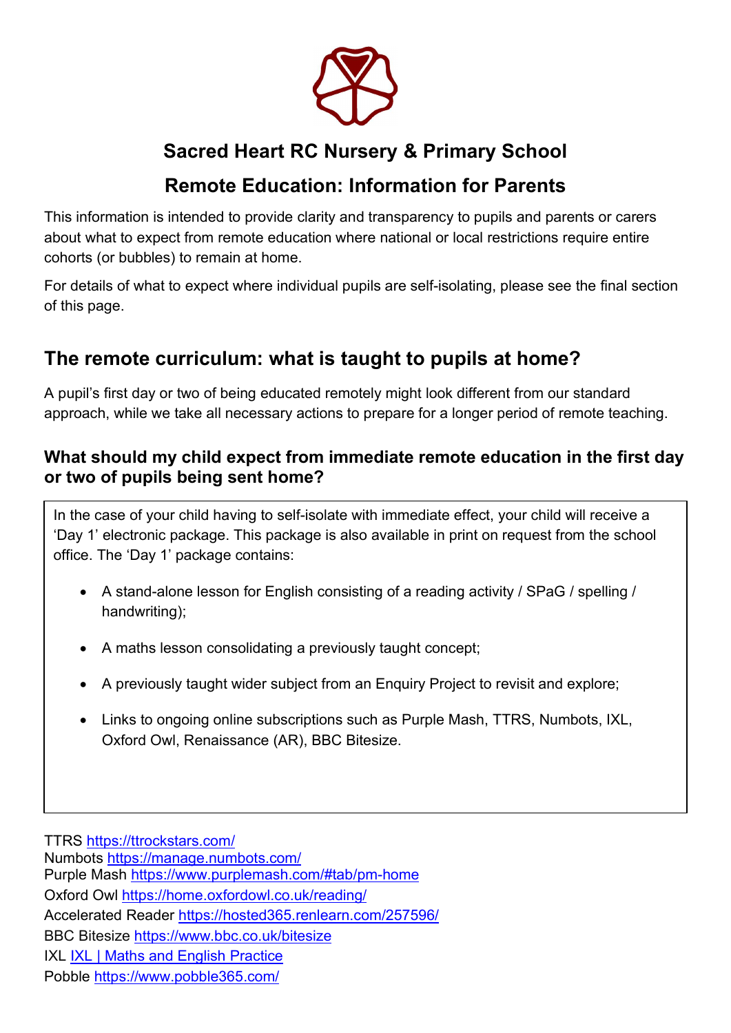# Sacred Heart RC Nursery & Primary School

## Remote Education: Information for Parents

This information is intended to provide clarity and transparency to pupils and parents or carers about what to expect from remote education where national or local restrictions require entire cohorts (or bubbles) to remain at home.

For details of what to expect where individual pupils are self-isolating, please see the final section of this page.

## The remote curriculum: what is taught to pupils at home?

A pupil's first day or two of being educated remotely might look different from our standard approach, while we take all necessary actions to prepare for a longer period of remote teaching.

### What should my child expect from immediate remote education in the first day or two of pupils being sent home?

In the case of your child having to self-isolate with immediate effect, your child will receive a 'Day 1' electronic package. This package is also available in print on request from the school office. The 'Day 1' package contains:

- A stand-alone lesson for English consisting of a reading activity / SPaG / spelling / handwriting);
- A maths lesson consolidating a previously taught concept;
- A previously taught wider subject from an Enquiry Project to revisit and explore;
- Links to ongoing online subscriptions such as Purple Mash, TTRS, Numbots, IXL, Oxford Owl, Renaissance (AR), BBC Bitesize.

TTRS https://ttrockstars.com/
Numbots https://manage.numbots.com/
Purple Mash https://www.purplemash.com/#tab/pm-home
Oxford Owl https://home.oxfordowl.co.uk/reading/
Accelerated Reader https://hosted365.renlearn.com/257596/
BBC Bitesize https://www.bbc.co.uk/bitesize
IXL IXL | Maths and English Practice
Pobble https://www.pobble365.com/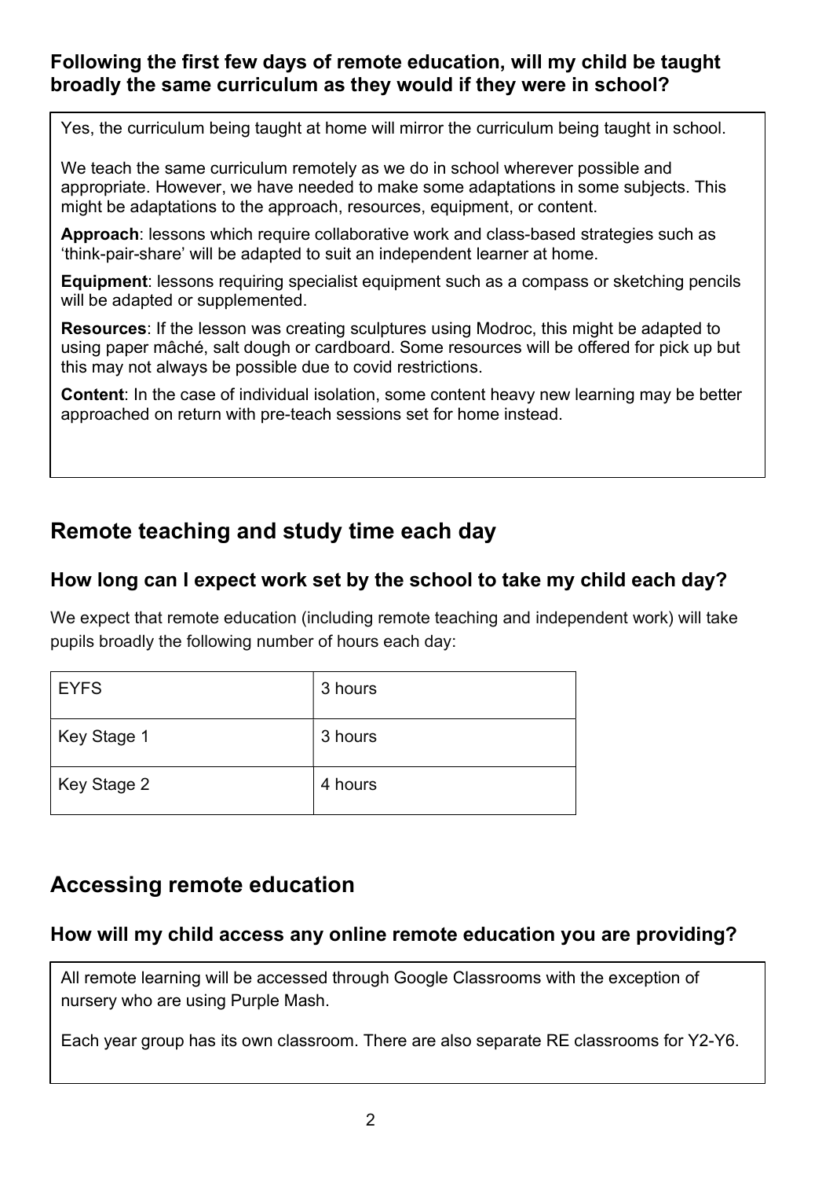### Following the first few days of remote education, will my child be taught broadly the same curriculum as they would if they were in school?

Yes, the curriculum being taught at home will mirror the curriculum being taught in school.

We teach the same curriculum remotely as we do in school wherever possible and appropriate. However, we have needed to make some adaptations in some subjects. This might be adaptations to the approach, resources, equipment, or content.

**Approach**: lessons which require collaborative work and class-based strategies such as 'think-pair-share' will be adapted to suit an independent learner at home.

**Equipment**: lessons requiring specialist equipment such as a compass or sketching pencils will be adapted or supplemented.

**Resources**: If the lesson was creating sculptures using Modroc, this might be adapted to using paper mâché, salt dough or cardboard. Some resources will be offered for pick up but this may not always be possible due to covid restrictions.

**Content**: In the case of individual isolation, some content heavy new learning may be better approached on return with pre-teach sessions set for home instead.

## Remote teaching and study time each day

### How long can I expect work set by the school to take my child each day?

We expect that remote education (including remote teaching and independent work) will take pupils broadly the following number of hours each day:

| | |
|---|---|
| EYFS | 3 hours |
| Key Stage 1 | 3 hours |
| Key Stage 2 | 4 hours |

## Accessing remote education

### How will my child access any online remote education you are providing?

All remote learning will be accessed through Google Classrooms with the exception of nursery who are using Purple Mash.

Each year group has its own classroom. There are also separate RE classrooms for Y2-Y6.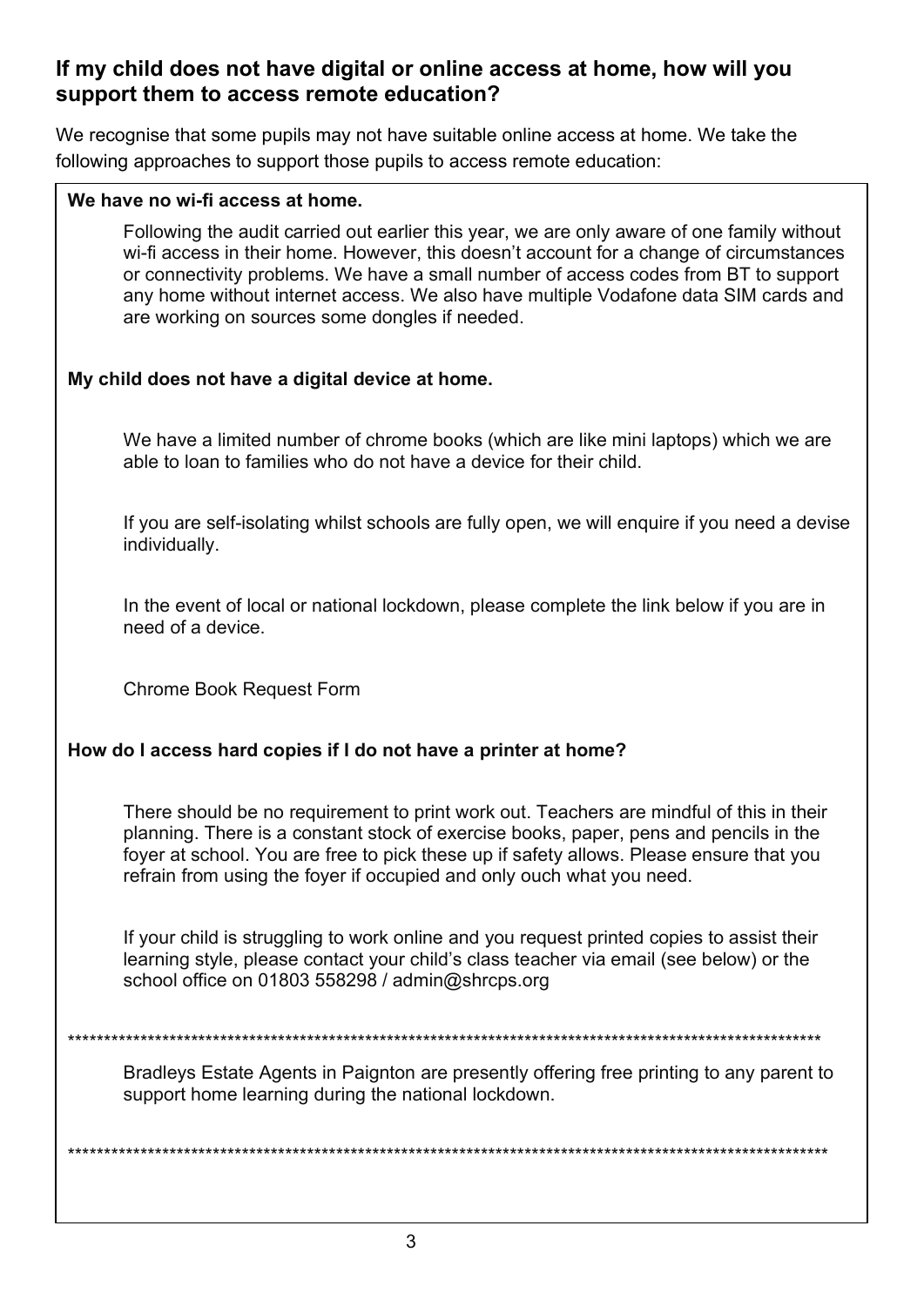## If my child does not have digital or online access at home, how will you support them to access remote education?

We recognise that some pupils may not have suitable online access at home. We take the following approaches to support those pupils to access remote education:

**We have no wi-fi access at home.**

Following the audit carried out earlier this year, we are only aware of one family without wi-fi access in their home. However, this doesn't account for a change of circumstances or connectivity problems. We have a small number of access codes from BT to support any home without internet access. We also have multiple Vodafone data SIM cards and are working on sources some dongles if needed.

**My child does not have a digital device at home.**

We have a limited number of chrome books (which are like mini laptops) which we are able to loan to families who do not have a device for their child.

If you are self-isolating whilst schools are fully open, we will enquire if you need a devise individually.

In the event of local or national lockdown, please complete the link below if you are in need of a device.

Chrome Book Request Form

**How do I access hard copies if I do not have a printer at home?**

There should be no requirement to print work out. Teachers are mindful of this in their planning. There is a constant stock of exercise books, paper, pens and pencils in the foyer at school. You are free to pick these up if safety allows. Please ensure that you refrain from using the foyer if occupied and only ouch what you need.

If your child is struggling to work online and you request printed copies to assist their learning style, please contact your child's class teacher via email (see below) or the school office on 01803 558298 / admin@shrcps.org

*********************************************************************************************************

Bradleys Estate Agents in Paignton are presently offering free printing to any parent to support home learning during the national lockdown.

*********************************************************************************************************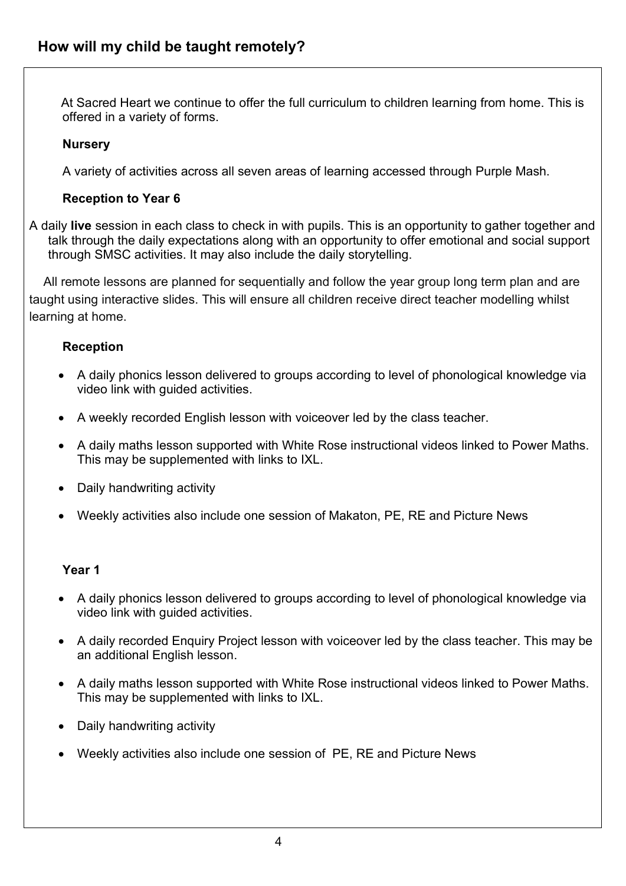## How will my child be taught remotely?

At Sacred Heart we continue to offer the full curriculum to children learning from home. This is offered in a variety of forms.

**Nursery**

A variety of activities across all seven areas of learning accessed through Purple Mash.

**Reception to Year 6**

A daily **live** session in each class to check in with pupils. This is an opportunity to gather together and talk through the daily expectations along with an opportunity to offer emotional and social support through SMSC activities. It may also include the daily storytelling.

All remote lessons are planned for sequentially and follow the year group long term plan and are taught using interactive slides. This will ensure all children receive direct teacher modelling whilst learning at home.

**Reception**

- A daily phonics lesson delivered to groups according to level of phonological knowledge via video link with guided activities.
- A weekly recorded English lesson with voiceover led by the class teacher.
- A daily maths lesson supported with White Rose instructional videos linked to Power Maths. This may be supplemented with links to IXL.
- Daily handwriting activity
- Weekly activities also include one session of Makaton, PE, RE and Picture News

**Year 1**

- A daily phonics lesson delivered to groups according to level of phonological knowledge via video link with guided activities.
- A daily recorded Enquiry Project lesson with voiceover led by the class teacher. This may be an additional English lesson.
- A daily maths lesson supported with White Rose instructional videos linked to Power Maths. This may be supplemented with links to IXL.
- Daily handwriting activity
- Weekly activities also include one session of PE, RE and Picture News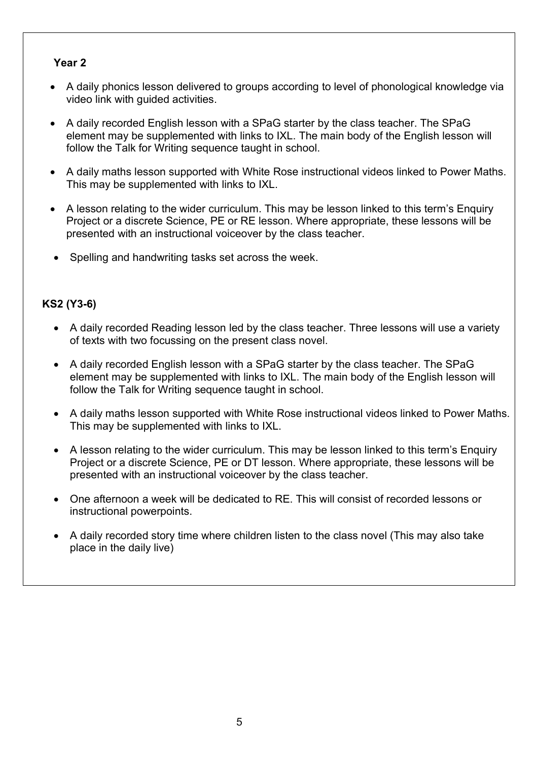**Year 2**

- A daily phonics lesson delivered to groups according to level of phonological knowledge via video link with guided activities.
- A daily recorded English lesson with a SPaG starter by the class teacher. The SPaG element may be supplemented with links to IXL. The main body of the English lesson will follow the Talk for Writing sequence taught in school.
- A daily maths lesson supported with White Rose instructional videos linked to Power Maths. This may be supplemented with links to IXL.
- A lesson relating to the wider curriculum. This may be lesson linked to this term's Enquiry Project or a discrete Science, PE or RE lesson. Where appropriate, these lessons will be presented with an instructional voiceover by the class teacher.
- Spelling and handwriting tasks set across the week.

**KS2 (Y3-6)**

- A daily recorded Reading lesson led by the class teacher. Three lessons will use a variety of texts with two focussing on the present class novel.
- A daily recorded English lesson with a SPaG starter by the class teacher. The SPaG element may be supplemented with links to IXL. The main body of the English lesson will follow the Talk for Writing sequence taught in school.
- A daily maths lesson supported with White Rose instructional videos linked to Power Maths. This may be supplemented with links to IXL.
- A lesson relating to the wider curriculum. This may be lesson linked to this term's Enquiry Project or a discrete Science, PE or DT lesson. Where appropriate, these lessons will be presented with an instructional voiceover by the class teacher.
- One afternoon a week will be dedicated to RE. This will consist of recorded lessons or instructional powerpoints.
- A daily recorded story time where children listen to the class novel (This may also take place in the daily live)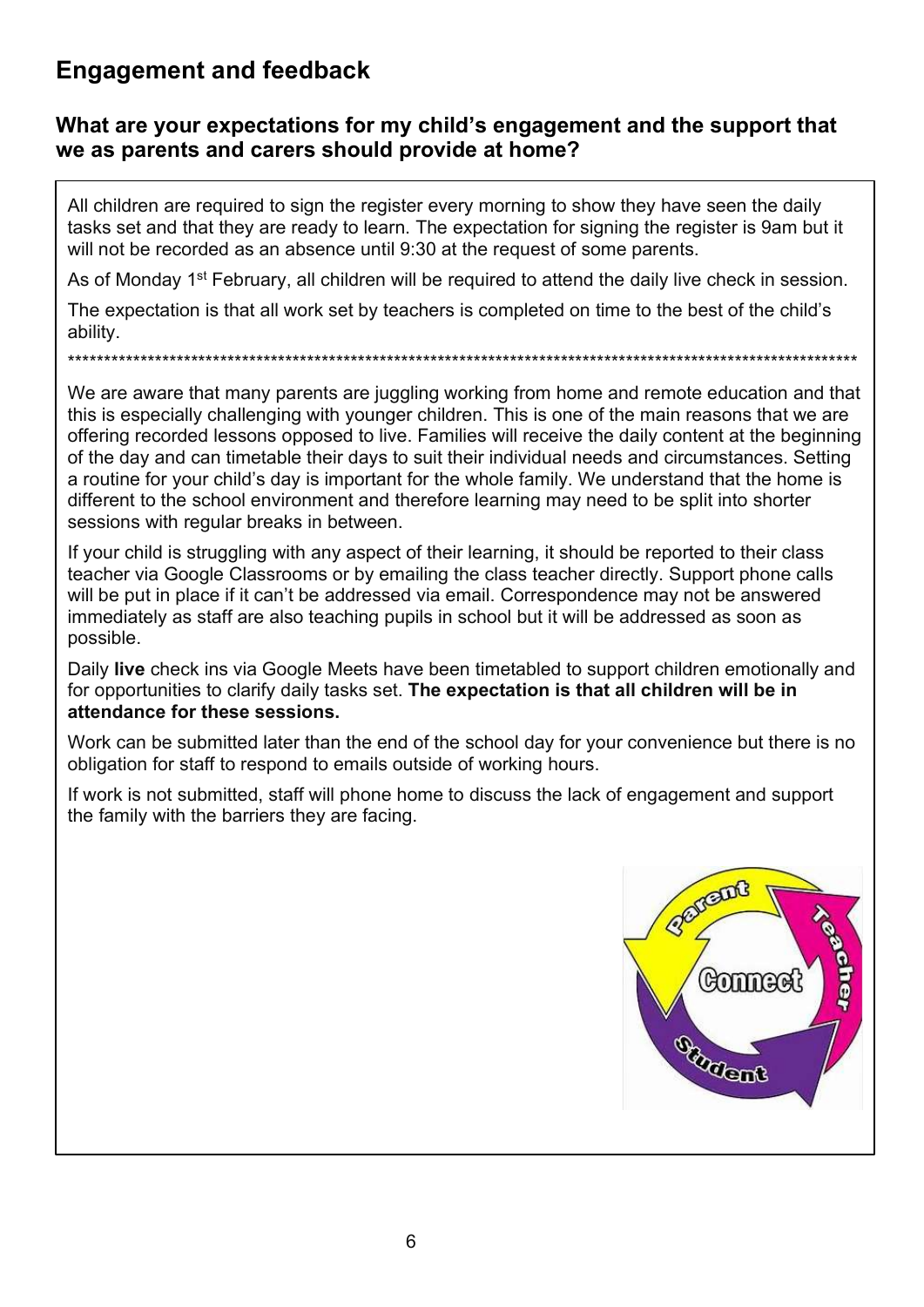## Engagement and feedback

### What are your expectations for my child's engagement and the support that we as parents and carers should provide at home?

All children are required to sign the register every morning to show they have seen the daily tasks set and that they are ready to learn. The expectation for signing the register is 9am but it will not be recorded as an absence until 9:30 at the request of some parents.

As of Monday 1st February, all children will be required to attend the daily live check in session.

The expectation is that all work set by teachers is completed on time to the best of the child's ability.

*************************************************************************************************************

We are aware that many parents are juggling working from home and remote education and that this is especially challenging with younger children. This is one of the main reasons that we are offering recorded lessons opposed to live. Families will receive the daily content at the beginning of the day and can timetable their days to suit their individual needs and circumstances. Setting a routine for your child's day is important for the whole family. We understand that the home is different to the school environment and therefore learning may need to be split into shorter sessions with regular breaks in between.

If your child is struggling with any aspect of their learning, it should be reported to their class teacher via Google Classrooms or by emailing the class teacher directly. Support phone calls will be put in place if it can't be addressed via email. Correspondence may not be answered immediately as staff are also teaching pupils in school but it will be addressed as soon as possible.

Daily **live** check ins via Google Meets have been timetabled to support children emotionally and for opportunities to clarify daily tasks set. **The expectation is that all children will be in attendance for these sessions.**

Work can be submitted later than the end of the school day for your convenience but there is no obligation for staff to respond to emails outside of working hours.

If work is not submitted, staff will phone home to discuss the lack of engagement and support the family with the barriers they are facing.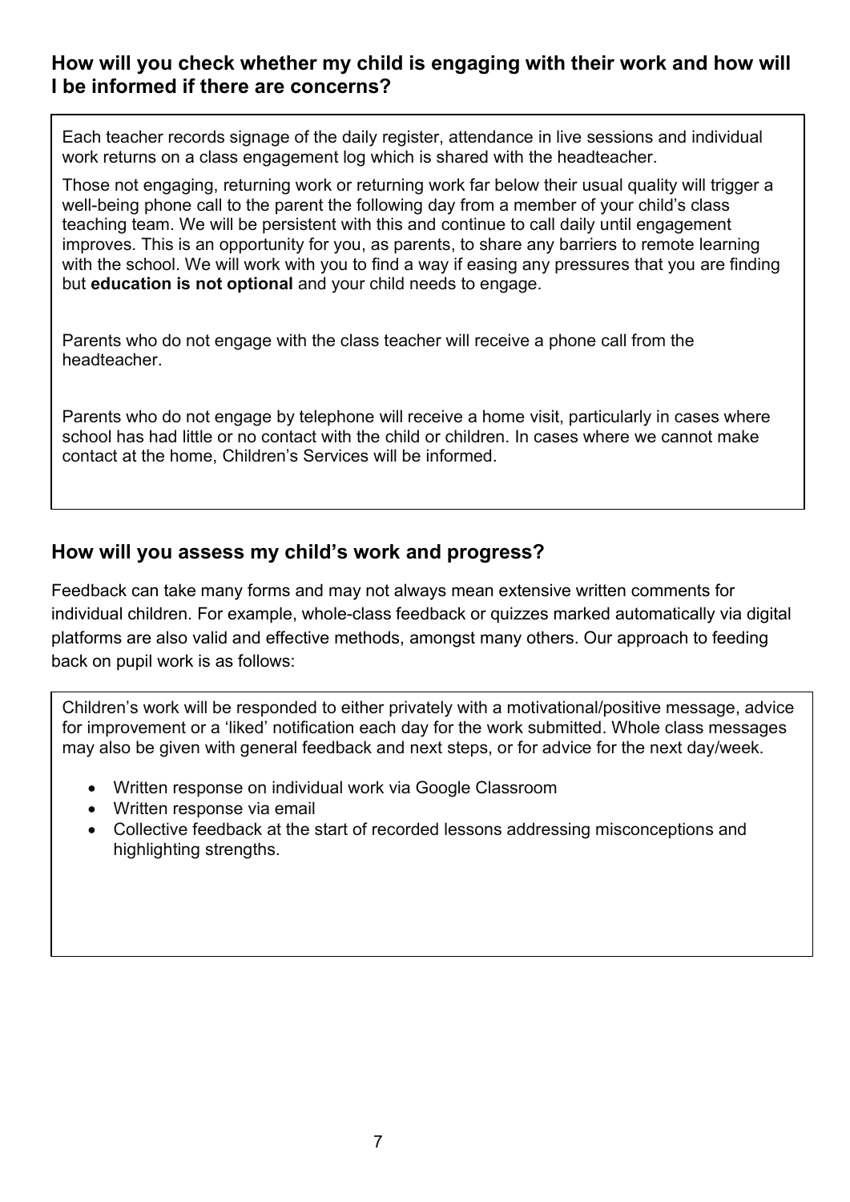## How will you check whether my child is engaging with their work and how will I be informed if there are concerns?

Each teacher records signage of the daily register, attendance in live sessions and individual work returns on a class engagement log which is shared with the headteacher.

Those not engaging, returning work or returning work far below their usual quality will trigger a well-being phone call to the parent the following day from a member of your child's class teaching team. We will be persistent with this and continue to call daily until engagement improves. This is an opportunity for you, as parents, to share any barriers to remote learning with the school. We will work with you to find a way if easing any pressures that you are finding but **education is not optional** and your child needs to engage.

Parents who do not engage with the class teacher will receive a phone call from the headteacher.

Parents who do not engage by telephone will receive a home visit, particularly in cases where school has had little or no contact with the child or children. In cases where we cannot make contact at the home, Children's Services will be informed.

## How will you assess my child's work and progress?

Feedback can take many forms and may not always mean extensive written comments for individual children. For example, whole-class feedback or quizzes marked automatically via digital platforms are also valid and effective methods, amongst many others. Our approach to feeding back on pupil work is as follows:

Children's work will be responded to either privately with a motivational/positive message, advice for improvement or a 'liked' notification each day for the work submitted. Whole class messages may also be given with general feedback and next steps, or for advice for the next day/week.

- Written response on individual work via Google Classroom
- Written response via email
- Collective feedback at the start of recorded lessons addressing misconceptions and highlighting strengths.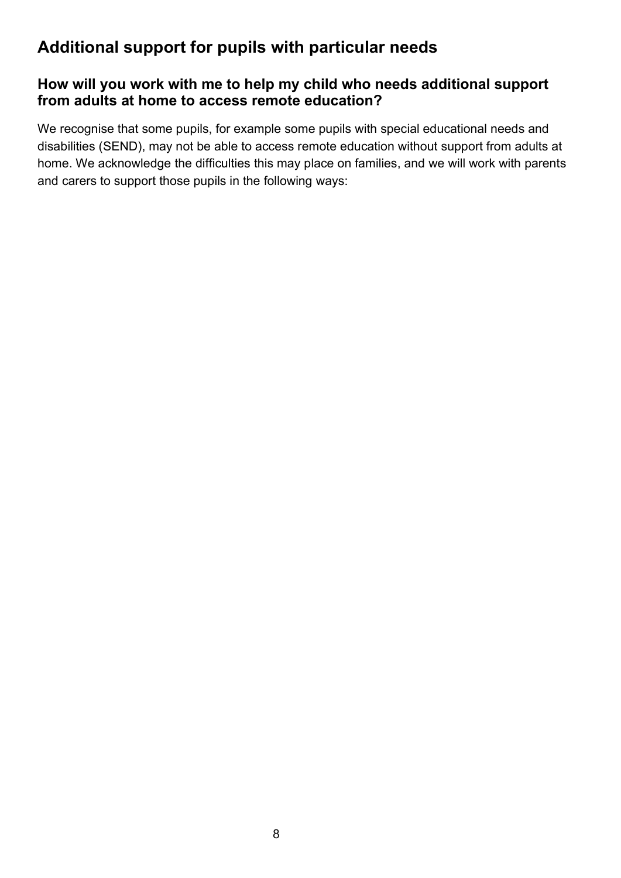## Additional support for pupils with particular needs

### How will you work with me to help my child who needs additional support from adults at home to access remote education?

We recognise that some pupils, for example some pupils with special educational needs and disabilities (SEND), may not be able to access remote education without support from adults at home. We acknowledge the difficulties this may place on families, and we will work with parents and carers to support those pupils in the following ways: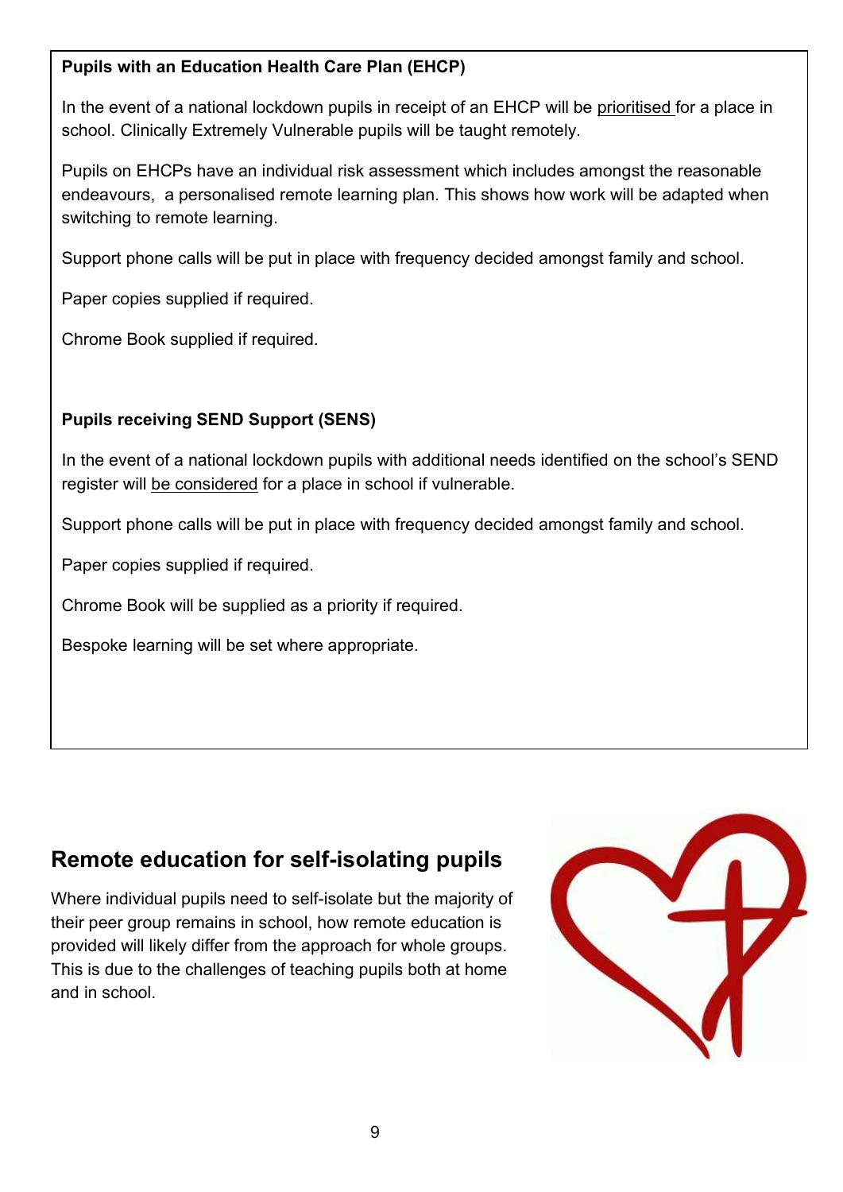**Pupils with an Education Health Care Plan (EHCP)**

In the event of a national lockdown pupils in receipt of an EHCP will be prioritised for a place in school. Clinically Extremely Vulnerable pupils will be taught remotely.

Pupils on EHCPs have an individual risk assessment which includes amongst the reasonable endeavours, a personalised remote learning plan. This shows how work will be adapted when switching to remote learning.

Support phone calls will be put in place with frequency decided amongst family and school.

Paper copies supplied if required.

Chrome Book supplied if required.

**Pupils receiving SEND Support (SENS)**

In the event of a national lockdown pupils with additional needs identified on the school's SEND register will be considered for a place in school if vulnerable.

Support phone calls will be put in place with frequency decided amongst family and school.

Paper copies supplied if required.

Chrome Book will be supplied as a priority if required.

Bespoke learning will be set where appropriate.

## Remote education for self-isolating pupils

Where individual pupils need to self-isolate but the majority of their peer group remains in school, how remote education is provided will likely differ from the approach for whole groups. This is due to the challenges of teaching pupils both at home and in school.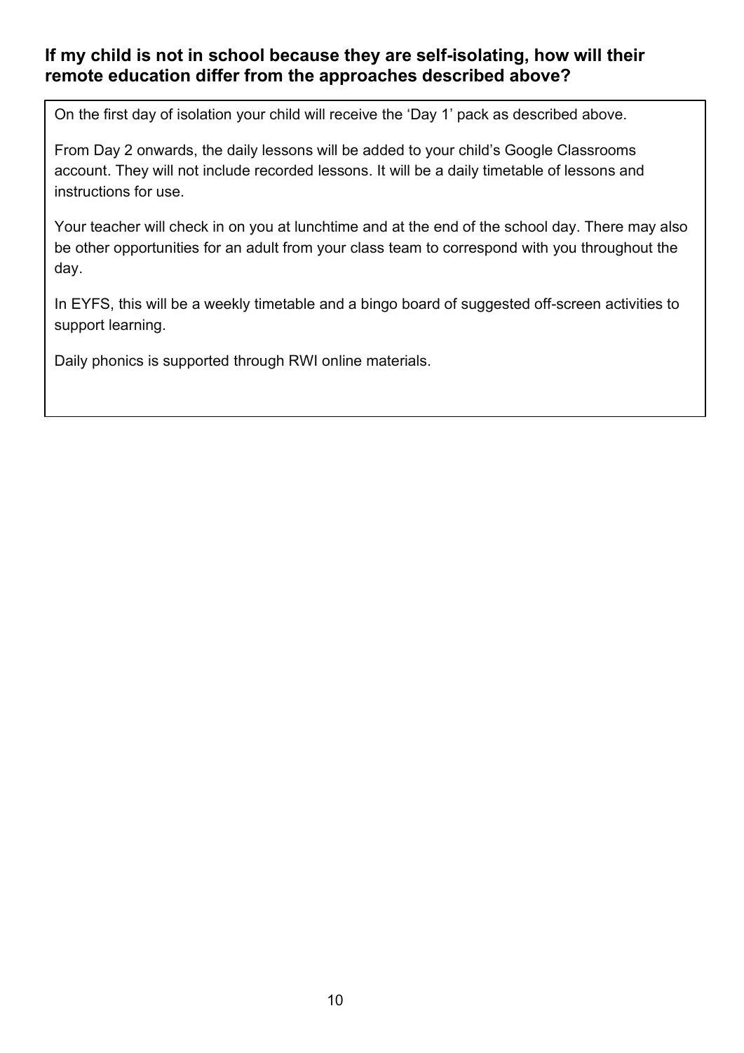### If my child is not in school because they are self-isolating, how will their remote education differ from the approaches described above?

On the first day of isolation your child will receive the 'Day 1' pack as described above.

From Day 2 onwards, the daily lessons will be added to your child's Google Classrooms account. They will not include recorded lessons. It will be a daily timetable of lessons and instructions for use.

Your teacher will check in on you at lunchtime and at the end of the school day. There may also be other opportunities for an adult from your class team to correspond with you throughout the day.

In EYFS, this will be a weekly timetable and a bingo board of suggested off-screen activities to support learning.

Daily phonics is supported through RWI online materials.